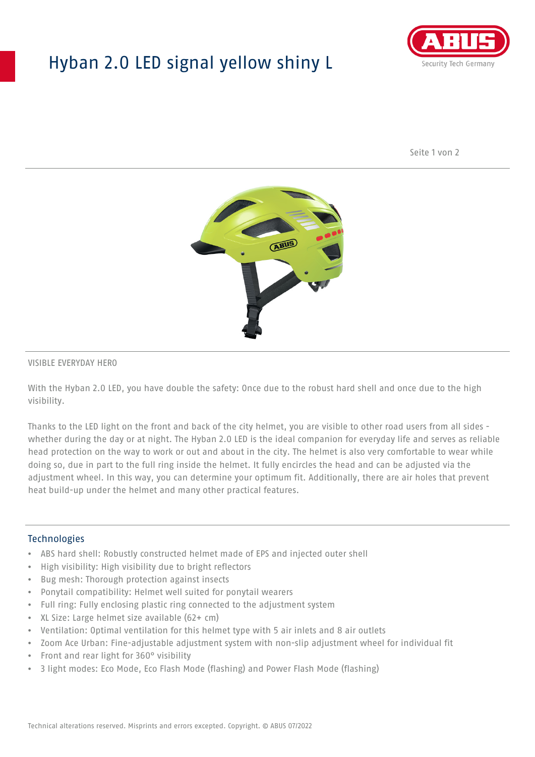# Hyban 2.0 LED signal yellow shiny L

VISIBLE EVERYDAY HERO

With the Hyban 2.0 LED, you have double the safety: Once due to the robust hard shell and once due to the high visibility.

Thanks to the LED light on the front and back of the city helmet, you are visible to other road users from all sides - whether during the day or at night. The Hyban 2.0 LED is the ideal companion for everyday life and serves as reliable head protection on the way to work or out and about in the city. The helmet is also very comfortable to wear while doing so, due in part to the full ring inside the helmet. It fully encircles the head and can be adjusted via the adjustment wheel. In this way, you can determine your optimum fit. Additionally, there are air holes that prevent heat build-up under the helmet and many other practical features.

## Technologies

- ABS hard shell: Robustly constructed helmet made of EPS and injected outer shell
- High visibility: High visibility due to bright reflectors
- Bug mesh: Thorough protection against insects
- Ponytail compatibility: Helmet well suited for ponytail wearers
- Full ring: Fully enclosing plastic ring connected to the adjustment system
- XL Size: Large helmet size available (62+ cm)
- Ventilation: Optimal ventilation for this helmet type with 5 air inlets and 8 air outlets
- Zoom Ace Urban: Fine-adjustable adjustment system with non-slip adjustment wheel for individual fit
- Front and rear light for 360° visibility
- 3 light modes: Eco Mode, Eco Flash Mode (flashing) and Power Flash Mode (flashing)

Technical alterations reserved. Misprints and errors excepted. Copyright. © ABUS 07/2022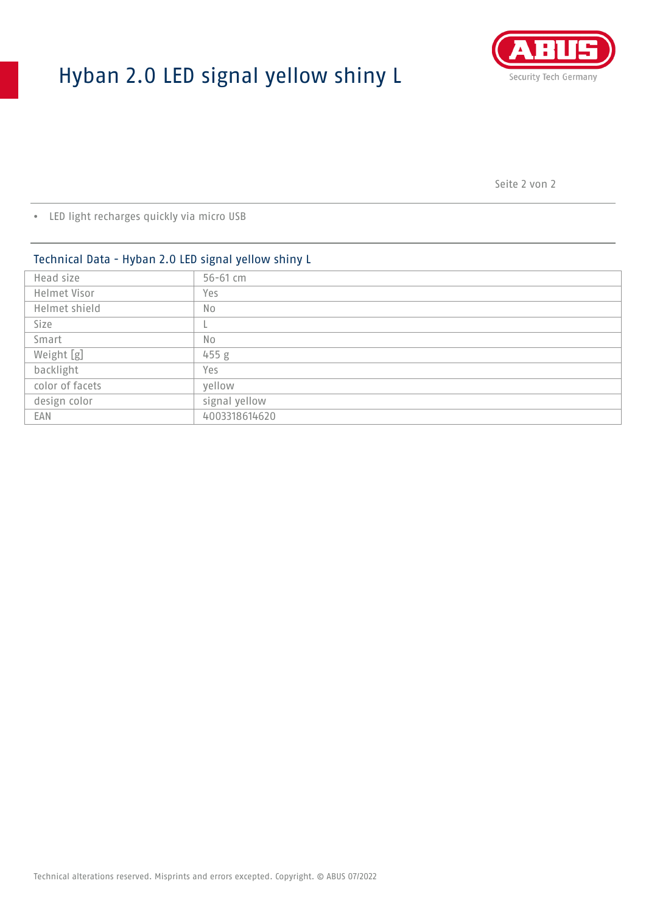- LED light recharges quickly via micro USB

## Technical Data - Hyban 2.0 LED signal yellow shiny L

| | |
|---|---|
| Head size | 56-61 cm |
| Helmet Visor | Yes |
| Helmet shield | No |
| Size | L |
| Smart | No |
| Weight [g] | 455 g |
| backlight | Yes |
| color of facets | yellow |
| design color | signal yellow |
| EAN | 4003318614620 |

Technical alterations reserved. Misprints and errors excepted. Copyright. © ABUS 07/2022